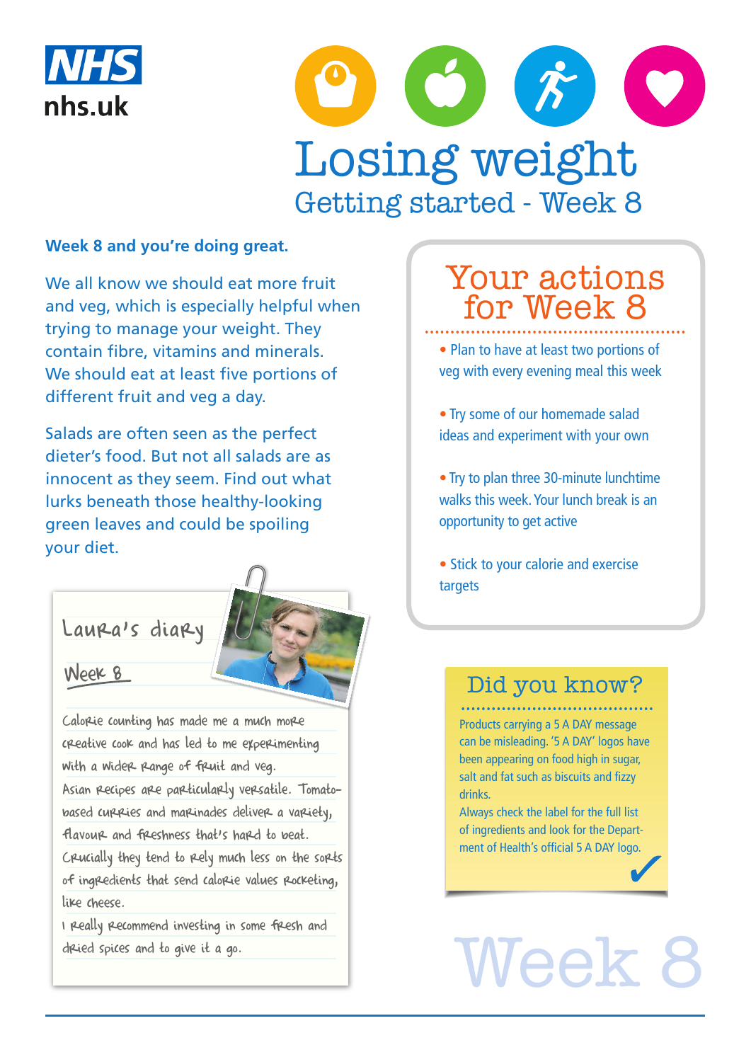NHS
nhs.uk

# Losing weight

## Getting started - Week 8

**Week 8 and you're doing great.**

We all know we should eat more fruit and veg, which is especially helpful when trying to manage your weight. They contain fibre, vitamins and minerals. We should eat at least five portions of different fruit and veg a day.

Salads are often seen as the perfect dieter's food. But not all salads are as innocent as they seem. Find out what lurks beneath those healthy-looking green leaves and could be spoiling your diet.

### Laura's diary

**Week 8**

Calorie counting has made me a much more creative cook and has led to me experimenting with a wider range of fruit and veg.

Asian recipes are particularly versatile. Tomato-based curries and marinades deliver a variety, flavour and freshness that's hard to beat. Crucially they tend to rely much less on the sorts of ingredients that send calorie values rocketing, like cheese.

I really recommend investing in some fresh and dried spices and to give it a go.

### Your actions for Week 8

- Plan to have at least two portions of veg with every evening meal this week
- Try some of our homemade salad ideas and experiment with your own
- Try to plan three 30-minute lunchtime walks this week. Your lunch break is an opportunity to get active
- Stick to your calorie and exercise targets

### Did you know?

Products carrying a 5 A DAY message can be misleading. '5 A DAY' logos have been appearing on food high in sugar, salt and fat such as biscuits and fizzy drinks.

Always check the label for the full list of ingredients and look for the Department of Health's official 5 A DAY logo.

Week 8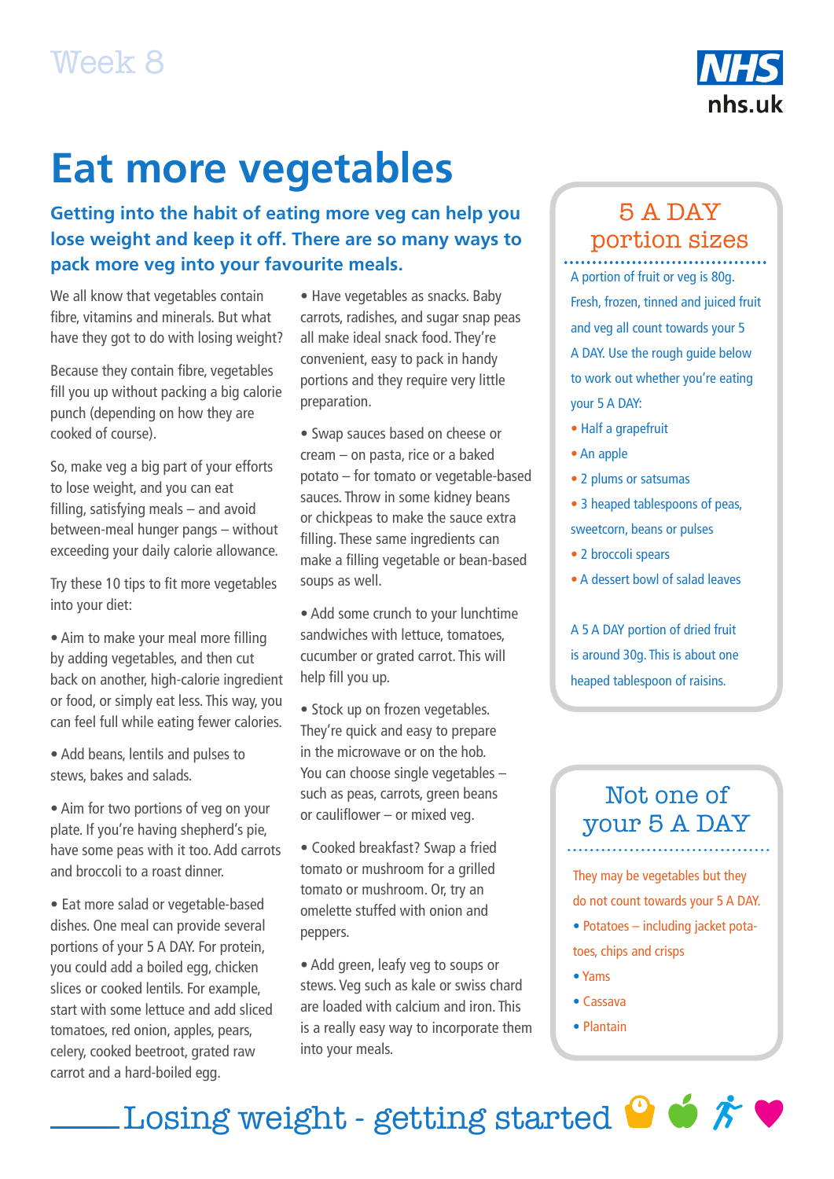Week 8

# Eat more vegetables

**Getting into the habit of eating more veg can help you lose weight and keep it off. There are so many ways to pack more veg into your favourite meals.**

We all know that vegetables contain fibre, vitamins and minerals. But what have they got to do with losing weight?

Because they contain fibre, vegetables fill you up without packing a big calorie punch (depending on how they are cooked of course).

So, make veg a big part of your efforts to lose weight, and you can eat filling, satisfying meals – and avoid between-meal hunger pangs – without exceeding your daily calorie allowance.

Try these 10 tips to fit more vegetables into your diet:

- Aim to make your meal more filling by adding vegetables, and then cut back on another, high-calorie ingredient or food, or simply eat less. This way, you can feel full while eating fewer calories.
- Add beans, lentils and pulses to stews, bakes and salads.
- Aim for two portions of veg on your plate. If you're having shepherd's pie, have some peas with it too. Add carrots and broccoli to a roast dinner.
- Eat more salad or vegetable-based dishes. One meal can provide several portions of your 5 A DAY. For protein, you could add a boiled egg, chicken slices or cooked lentils. For example, start with some lettuce and add sliced tomatoes, red onion, apples, pears, celery, cooked beetroot, grated raw carrot and a hard-boiled egg.
- Have vegetables as snacks. Baby carrots, radishes, and sugar snap peas all make ideal snack food. They're convenient, easy to pack in handy portions and they require very little preparation.
- Swap sauces based on cheese or cream – on pasta, rice or a baked potato – for tomato or vegetable-based sauces. Throw in some kidney beans or chickpeas to make the sauce extra filling. These same ingredients can make a filling vegetable or bean-based soups as well.
- Add some crunch to your lunchtime sandwiches with lettuce, tomatoes, cucumber or grated carrot. This will help fill you up.
- Stock up on frozen vegetables. They're quick and easy to prepare in the microwave or on the hob. You can choose single vegetables – such as peas, carrots, green beans or cauliflower – or mixed veg.
- Cooked breakfast? Swap a fried tomato or mushroom for a grilled tomato or mushroom. Or, try an omelette stuffed with onion and peppers.
- Add green, leafy veg to soups or stews. Veg such as kale or swiss chard are loaded with calcium and iron. This is a really easy way to incorporate them into your meals.

## 5 A DAY portion sizes

A portion of fruit or veg is 80g. Fresh, frozen, tinned and juiced fruit and veg all count towards your 5 A DAY. Use the rough guide below to work out whether you're eating your 5 A DAY:

- Half a grapefruit
- An apple
- 2 plums or satsumas
- 3 heaped tablespoons of peas, sweetcorn, beans or pulses
- 2 broccoli spears
- A dessert bowl of salad leaves

A 5 A DAY portion of dried fruit is around 30g. This is about one heaped tablespoon of raisins.

## Not one of your 5 A DAY

They may be vegetables but they do not count towards your 5 A DAY.

- Potatoes – including jacket potatoes, chips and crisps
- Yams
- Cassava
- Plantain

Losing weight - getting started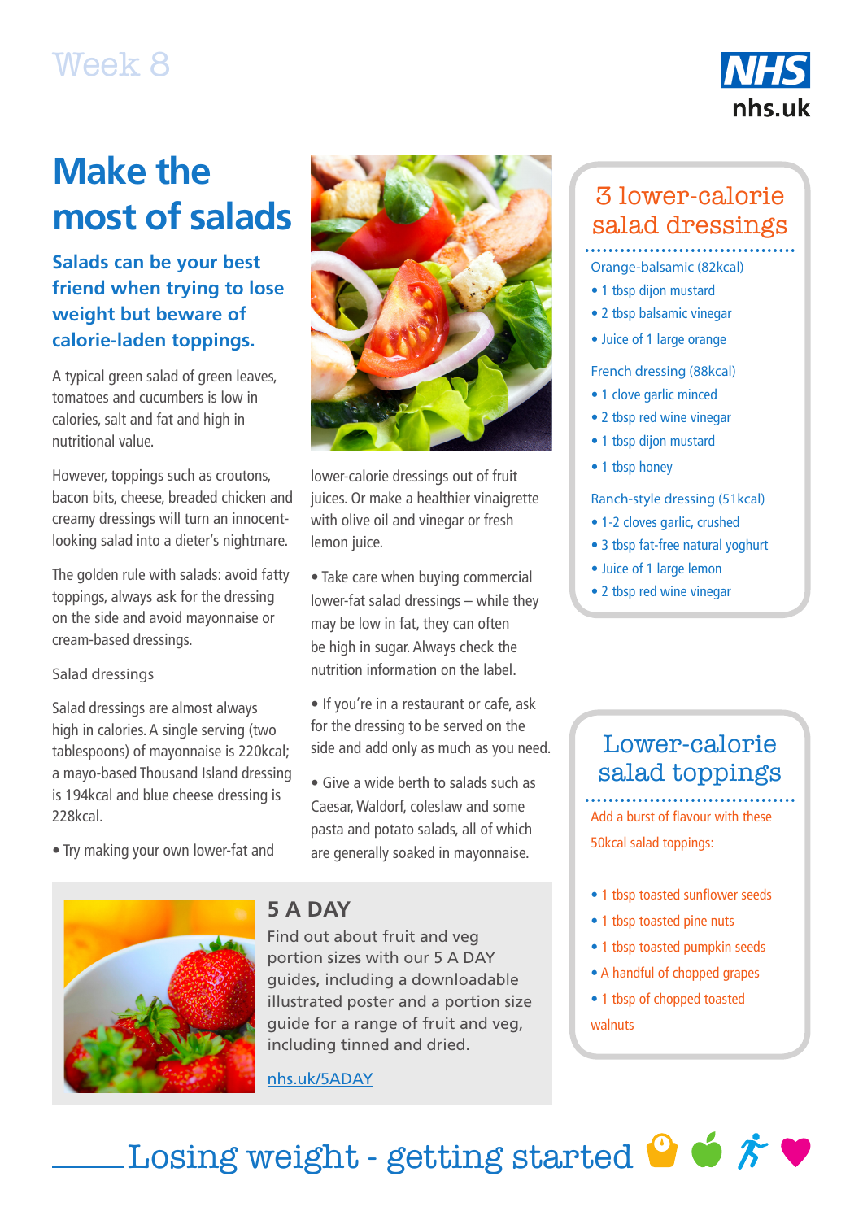Week 8

# Make the most of salads

**Salads can be your best friend when trying to lose weight but beware of calorie-laden toppings.**

A typical green salad of green leaves, tomatoes and cucumbers is low in calories, salt and fat and high in nutritional value.

However, toppings such as croutons, bacon bits, cheese, breaded chicken and creamy dressings will turn an innocent-looking salad into a dieter's nightmare.

The golden rule with salads: avoid fatty toppings, always ask for the dressing on the side and avoid mayonnaise or cream-based dressings.

## Salad dressings

Salad dressings are almost always high in calories. A single serving (two tablespoons) of mayonnaise is 220kcal; a mayo-based Thousand Island dressing is 194kcal and blue cheese dressing is 228kcal.

- Try making your own lower-fat and lower-calorie dressings out of fruit juices. Or make a healthier vinaigrette with olive oil and vinegar or fresh lemon juice.
- Take care when buying commercial lower-fat salad dressings – while they may be low in fat, they can often be high in sugar. Always check the nutrition information on the label.
- If you're in a restaurant or cafe, ask for the dressing to be served on the side and add only as much as you need.
- Give a wide berth to salads such as Caesar, Waldorf, coleslaw and some pasta and potato salads, all of which are generally soaked in mayonnaise.

## 3 lower-calorie salad dressings

Orange-balsamic (82kcal)

- 1 tbsp dijon mustard
- 2 tbsp balsamic vinegar
- Juice of 1 large orange

French dressing (88kcal)

- 1 clove garlic minced
- 2 tbsp red wine vinegar
- 1 tbsp dijon mustard
- 1 tbsp honey

Ranch-style dressing (51kcal)

- 1-2 cloves garlic, crushed
- 3 tbsp fat-free natural yoghurt
- Juice of 1 large lemon
- 2 tbsp red wine vinegar

## Lower-calorie salad toppings

Add a burst of flavour with these 50kcal salad toppings:

- 1 tbsp toasted sunflower seeds
- 1 tbsp toasted pine nuts
- 1 tbsp toasted pumpkin seeds
- A handful of chopped grapes
- 1 tbsp of chopped toasted walnuts

## 5 A DAY

Find out about fruit and veg portion sizes with our 5 A DAY guides, including a downloadable illustrated poster and a portion size guide for a range of fruit and veg, including tinned and dried.

nhs.uk/5ADAY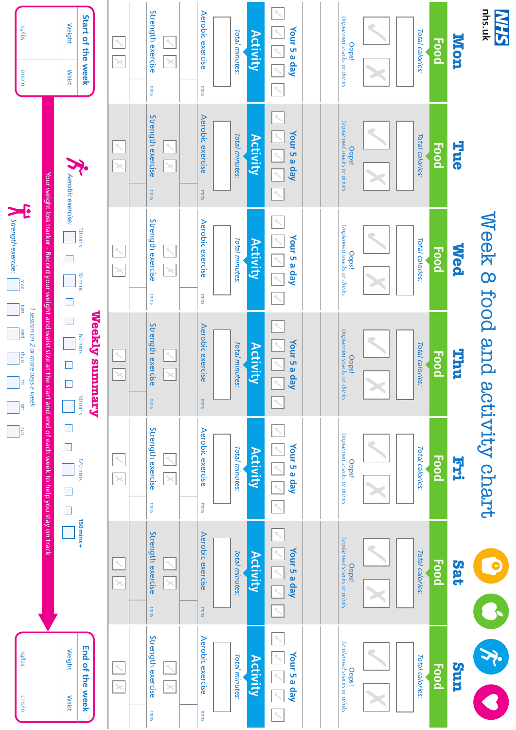# Week 8 food and activity chart

| | Mon | Tue | Wed | Thu | Fri | Sat | Sun |
|---|---|---|---|---|---|---|---|
| **Food** — Total calories: | | | | | | | |
| Oops! Unplanned snacks or drinks | | | | | | | |
| **Activity** — Total minutes: | | | | | | | |
| Your 5 a day | | | | | | | |
| Aerobic exercise (mins) | | | | | | | |
| Strength exercise (mins) | | | | | | | |

## Start of the week

| Weight | Waist |
|---|---|
| kg/lbs | cms/in |

Your weight loss tracker - Record your weight and waist size at the start and end of each week to help you stay on track

## End of the week

| Weight | Waist |
|---|---|
| kg/lbs | cms/in |

## Weekly summary

Aerobic exercise: 10 mins, 30 mins, 60 mins, 90 mins, 120 mins, 150 mins +

Strength exercise: mon, tues, wed, thurs, fri, sat, sun

1 session on 2 or more days a week